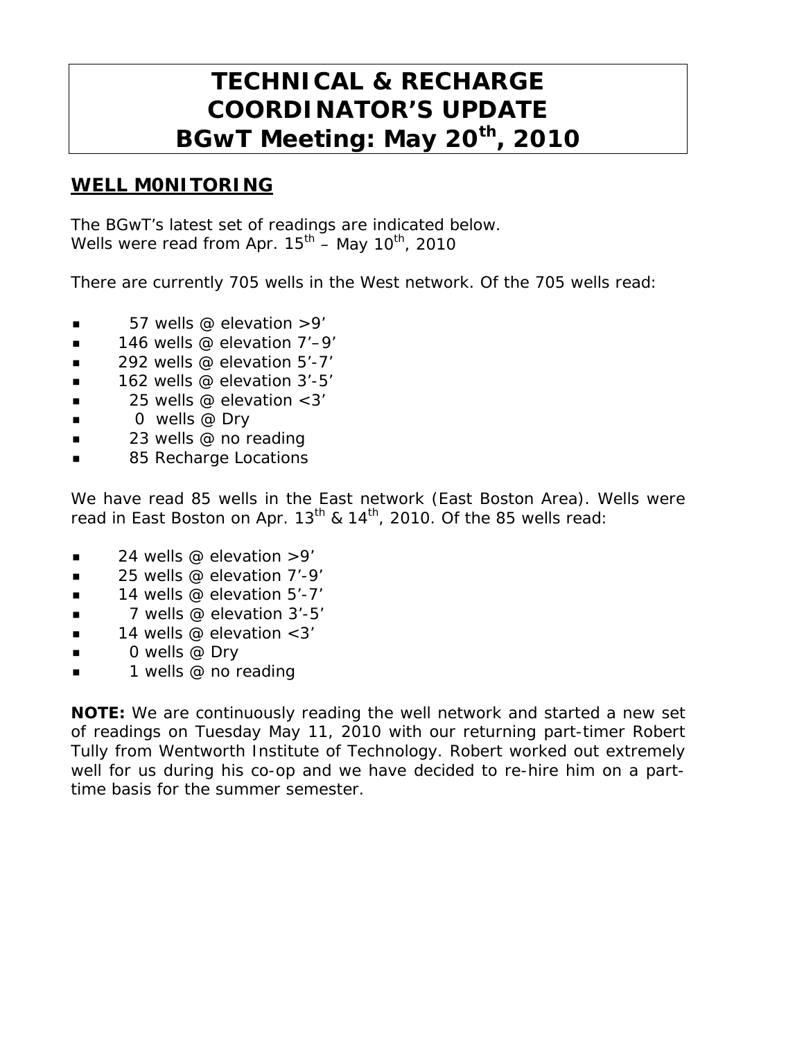# TECHNICAL & RECHARGE COORDINATOR'S UPDATE BGwT Meeting: May 20th, 2010

## WELL M0NITORING

The BGwT's latest set of readings are indicated below.
Wells were read from Apr. 15th – May 10th, 2010

There are currently 705 wells in the West network. Of the 705 wells read:

- 57 wells @ elevation >9'
- 146 wells @ elevation 7'–9'
- 292 wells @ elevation 5'-7'
- 162 wells @ elevation 3'-5'
- 25 wells @ elevation <3'
- 0 wells @ Dry
- 23 wells @ no reading
- 85 Recharge Locations

We have read 85 wells in the East network (East Boston Area). Wells were read in East Boston on Apr. 13th & 14th, 2010. Of the 85 wells read:

- 24 wells @ elevation >9'
- 25 wells @ elevation 7'-9'
- 14 wells @ elevation 5'-7'
- 7 wells @ elevation 3'-5'
- 14 wells @ elevation <3'
- 0 wells @ Dry
- 1 wells @ no reading

**NOTE:** We are continuously reading the well network and started a new set of readings on Tuesday May 11, 2010 with our returning part-timer Robert Tully from Wentworth Institute of Technology. Robert worked out extremely well for us during his co-op and we have decided to re-hire him on a part-time basis for the summer semester.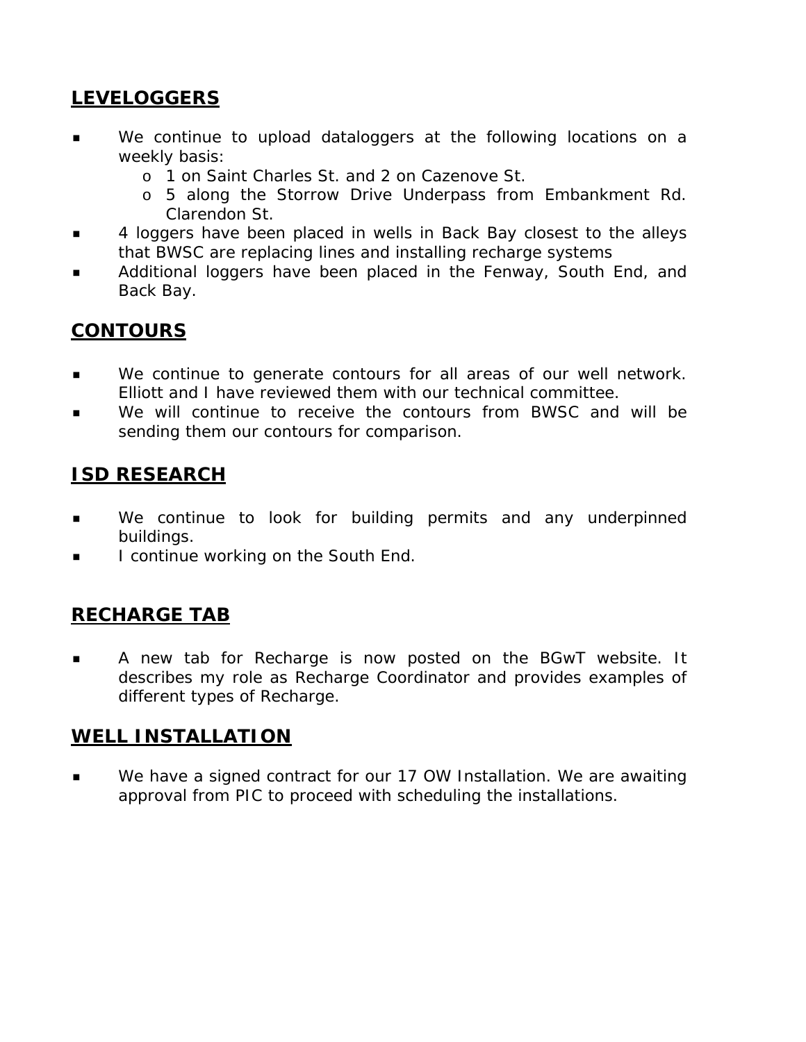## LEVELOGGERS

- We continue to upload dataloggers at the following locations on a weekly basis:
  - 1 on Saint Charles St. and 2 on Cazenove St.
  - 5 along the Storrow Drive Underpass from Embankment Rd. Clarendon St.
- 4 loggers have been placed in wells in Back Bay closest to the alleys that BWSC are replacing lines and installing recharge systems
- Additional loggers have been placed in the Fenway, South End, and Back Bay.

## CONTOURS

- We continue to generate contours for all areas of our well network. Elliott and I have reviewed them with our technical committee.
- We will continue to receive the contours from BWSC and will be sending them our contours for comparison.

## ISD RESEARCH

- We continue to look for building permits and any underpinned buildings.
- I continue working on the South End.

## RECHARGE TAB

- A new tab for Recharge is now posted on the BGwT website. It describes my role as Recharge Coordinator and provides examples of different types of Recharge.

## WELL INSTALLATION

- We have a signed contract for our 17 OW Installation. We are awaiting approval from PIC to proceed with scheduling the installations.